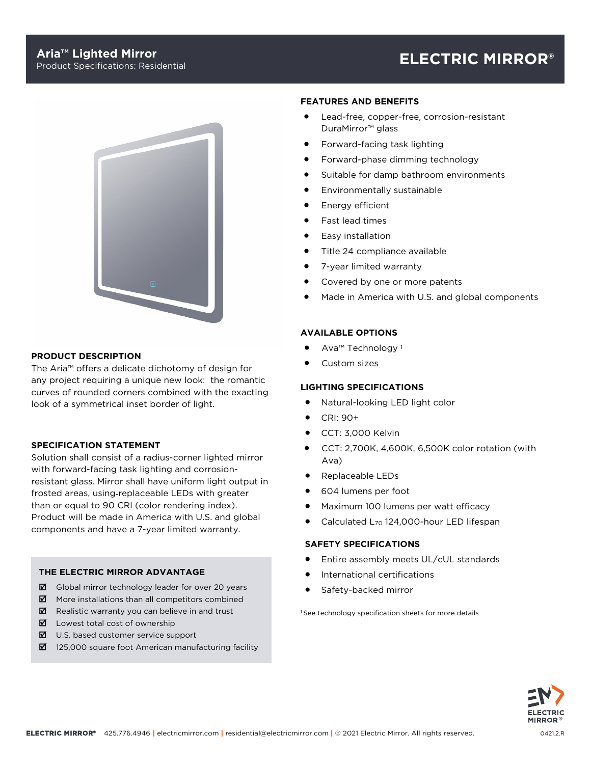# Aria™ Lighted Mirror

Product Specifications: Residential

**ELECTRIC MIRROR®**

## PRODUCT DESCRIPTION

The Aria™ offers a delicate dichotomy of design for any project requiring a unique new look: the romantic curves of rounded corners combined with the exacting look of a symmetrical inset border of light.

## SPECIFICATION STATEMENT

Solution shall consist of a radius-corner lighted mirror with forward-facing task lighting and corrosion-resistant glass. Mirror shall have uniform light output in frosted areas, using-replaceable LEDs with greater than or equal to 90 CRI (color rendering index). Product will be made in America with U.S. and global components and have a 7-year limited warranty.

## THE ELECTRIC MIRROR ADVANTAGE

- ☑ Global mirror technology leader for over 20 years
- ☑ More installations than all competitors combined
- ☑ Realistic warranty you can believe in and trust
- ☑ Lowest total cost of ownership
- ☑ U.S. based customer service support
- ☑ 125,000 square foot American manufacturing facility

## FEATURES AND BENEFITS

- Lead-free, copper-free, corrosion-resistant DuraMirror™ glass
- Forward-facing task lighting
- Forward-phase dimming technology
- Suitable for damp bathroom environments
- Environmentally sustainable
- Energy efficient
- Fast lead times
- Easy installation
- Title 24 compliance available
- 7-year limited warranty
- Covered by one or more patents
- Made in America with U.S. and global components

## AVAILABLE OPTIONS

- Ava™ Technology [1]
- Custom sizes

## LIGHTING SPECIFICATIONS

- Natural-looking LED light color
- CRI: 90+
- CCT: 3,000 Kelvin
- CCT: 2,700K, 4,600K, 6,500K color rotation (with Ava)
- Replaceable LEDs
- 604 lumens per foot
- Maximum 100 lumens per watt efficacy
- Calculated $L_{70}$ 124,000-hour LED lifespan

## SAFETY SPECIFICATIONS

- Entire assembly meets UL/cUL standards
- International certifications
- Safety-backed mirror

[1] See technology specification sheets for more details

ELECTRIC MIRROR® 425.776.4946 | electricmirror.com | residential@electricmirror.com | © 2021 Electric Mirror. All rights reserved.

0421.2.R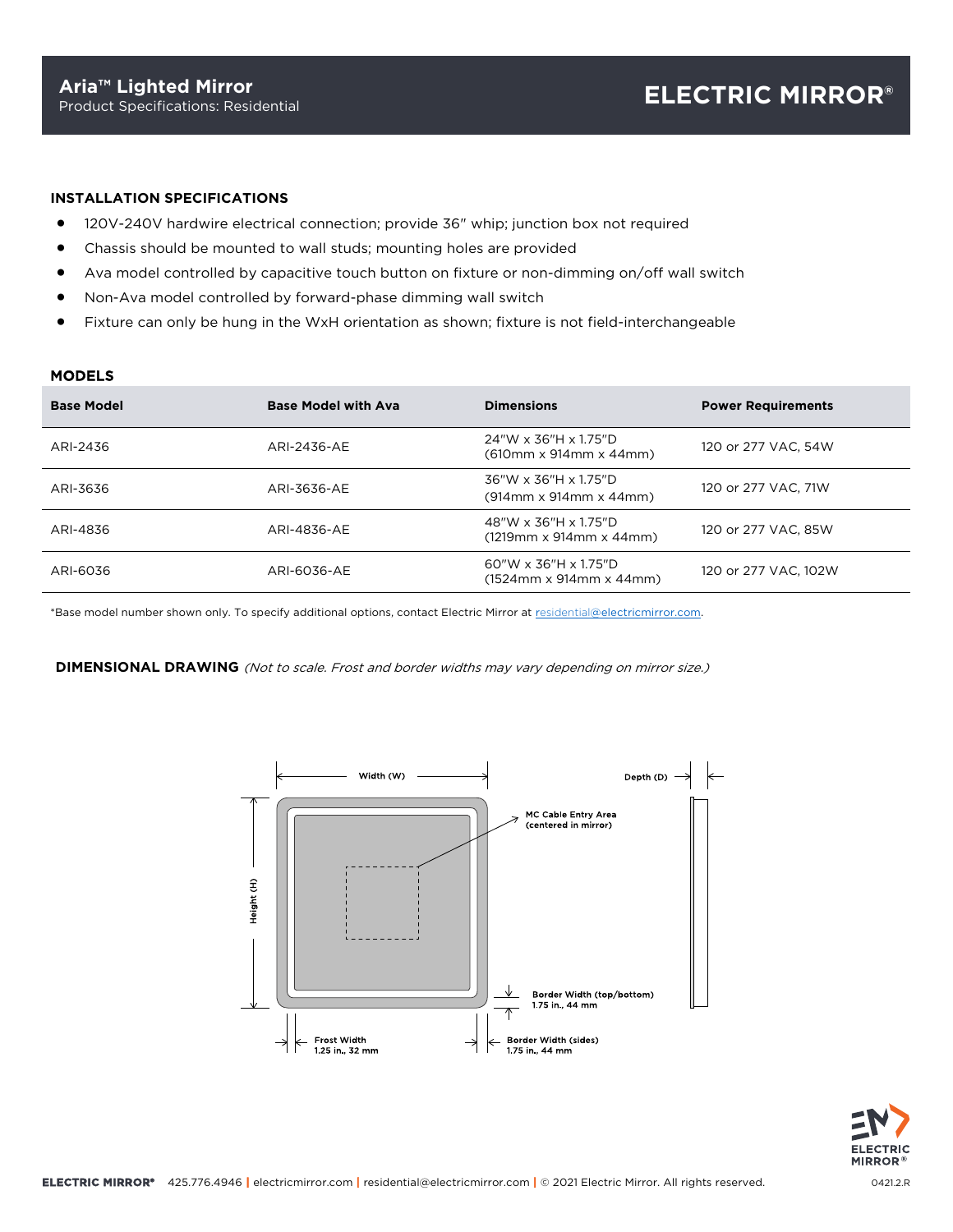# Aria™ Lighted Mirror

Product Specifications: Residential

**ELECTRIC MIRROR®**

## INSTALLATION SPECIFICATIONS

- 120V-240V hardwire electrical connection; provide 36" whip; junction box not required
- Chassis should be mounted to wall studs; mounting holes are provided
- Ava model controlled by capacitive touch button on fixture or non-dimming on/off wall switch
- Non-Ava model controlled by forward-phase dimming wall switch
- Fixture can only be hung in the WxH orientation as shown; fixture is not field-interchangeable

## MODELS

| Base Model | Base Model with Ava | Dimensions | Power Requirements |
|---|---|---|---|
| ARI-2436 | ARI-2436-AE | 24"W x 36"H x 1.75"D (610mm x 914mm x 44mm) | 120 or 277 VAC, 54W |
| ARI-3636 | ARI-3636-AE | 36"W x 36"H x 1.75"D (914mm x 914mm x 44mm) | 120 or 277 VAC, 71W |
| ARI-4836 | ARI-4836-AE | 48"W x 36"H x 1.75"D (1219mm x 914mm x 44mm) | 120 or 277 VAC, 85W |
| ARI-6036 | ARI-6036-AE | 60"W x 36"H x 1.75"D (1524mm x 914mm x 44mm) | 120 or 277 VAC, 102W |

*Base model number shown only. To specify additional options, contact Electric Mirror at residential@electricmirror.com.

**DIMENSIONAL DRAWING** *(Not to scale. Frost and border widths may vary depending on mirror size.)*

Width (W)

Depth (D)

Height (H)

MC Cable Entry Area
(centered in mirror)

Border Width (top/bottom)
1.75 in., 44 mm

Frost Width
1.25 in., 32 mm

Border Width (sides)
1.75 in., 44 mm

ELECTRIC MIRROR® 425.776.4946 | electricmirror.com | residential@electricmirror.com | © 2021 Electric Mirror. All rights reserved.

0421.2.R